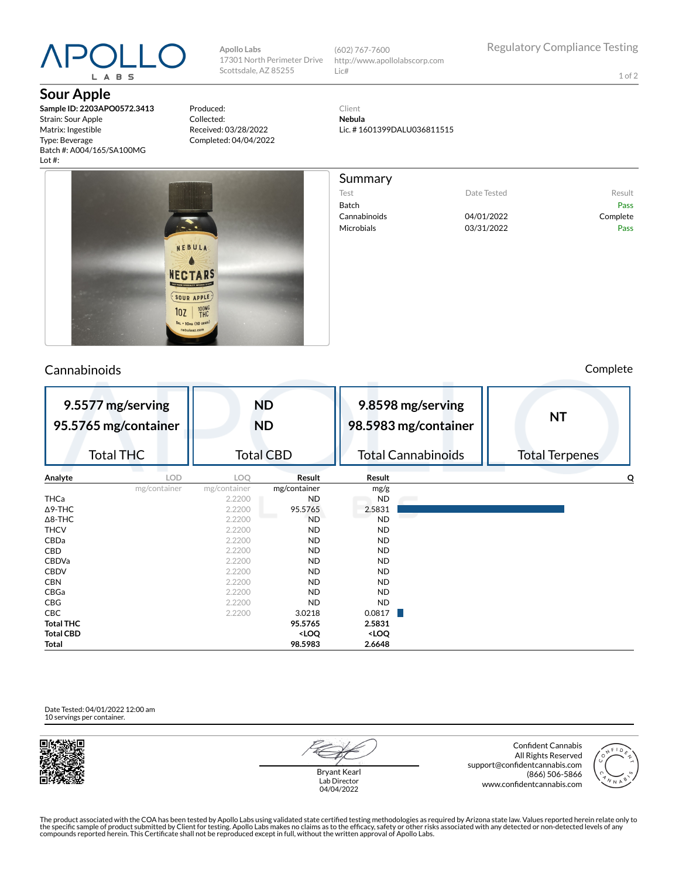# APOLLO LABS

Apollo Labs
17301 North Perimeter Drive
Scottsdale, AZ 85255

(602) 767-7600
http://www.apollolabscorp.com
Lic#

Regulatory Compliance Testing

## Sour Apple

**Sample ID: 2203APO0572.3413**
Strain: Sour Apple
Matrix: Ingestible
Type: Beverage
Batch #: A004/165/SA100MG
Lot #:

Produced:
Collected:
Received: 03/28/2022
Completed: 04/04/2022

Client
**Nebula**
Lic. # 1601399DALU036811515

## Summary

| Test | Date Tested | Result |
|---|---|---|
| Batch | | Pass |
| Cannabinoids | 04/01/2022 | Complete |
| Microbials | 03/31/2022 | Pass |

## Cannabinoids

Complete

| Total THC | Total CBD | Total Cannabinoids | Total Terpenes |
|---|---|---|---|
| 9.5577 mg/serving<br>95.5765 mg/container | ND<br>ND | 9.8598 mg/serving<br>98.5983 mg/container | NT |

| Analyte | LOD (mg/container) | LOQ (mg/container) | Result (mg/container) | Result (mg/g) | Q |
|---|---|---|---|---|---|
| THCa | | 2.2200 | ND | ND | |
| Δ9-THC | | 2.2200 | 95.5765 | 2.5831 | |
| Δ8-THC | | 2.2200 | ND | ND | |
| THCV | | 2.2200 | ND | ND | |
| CBDa | | 2.2200 | ND | ND | |
| CBD | | 2.2200 | ND | ND | |
| CBDVa | | 2.2200 | ND | ND | |
| CBDV | | 2.2200 | ND | ND | |
| CBN | | 2.2200 | ND | ND | |
| CBGa | | 2.2200 | ND | ND | |
| CBG | | 2.2200 | ND | ND | |
| CBC | | 2.2200 | 3.0218 | 0.0817 | |
| **Total THC** | | | **95.5765** | **2.5831** | |
| **Total CBD** | | | **<LOQ** | **<LOQ** | |
| **Total** | | | **98.5983** | **2.6648** | |

Date Tested: 04/01/2022 12:00 am
10 servings per container.

Bryant Kearl
Lab Director
04/04/2022

Confident Cannabis
All Rights Reserved
support@confidentcannabis.com
(866) 506-5866
www.confidentcannabis.com

The product associated with the COA has been tested by Apollo Labs using validated state certified testing methodologies as required by Arizona state law. Values reported herein relate only to the specific sample of product submitted by Client for testing. Apollo Labs makes no claims as to the efficacy, safety or other risks associated with any detected or non-detected levels of any compounds reported herein. This Certificate shall not be reproduced except in full, without the written approval of Apollo Labs.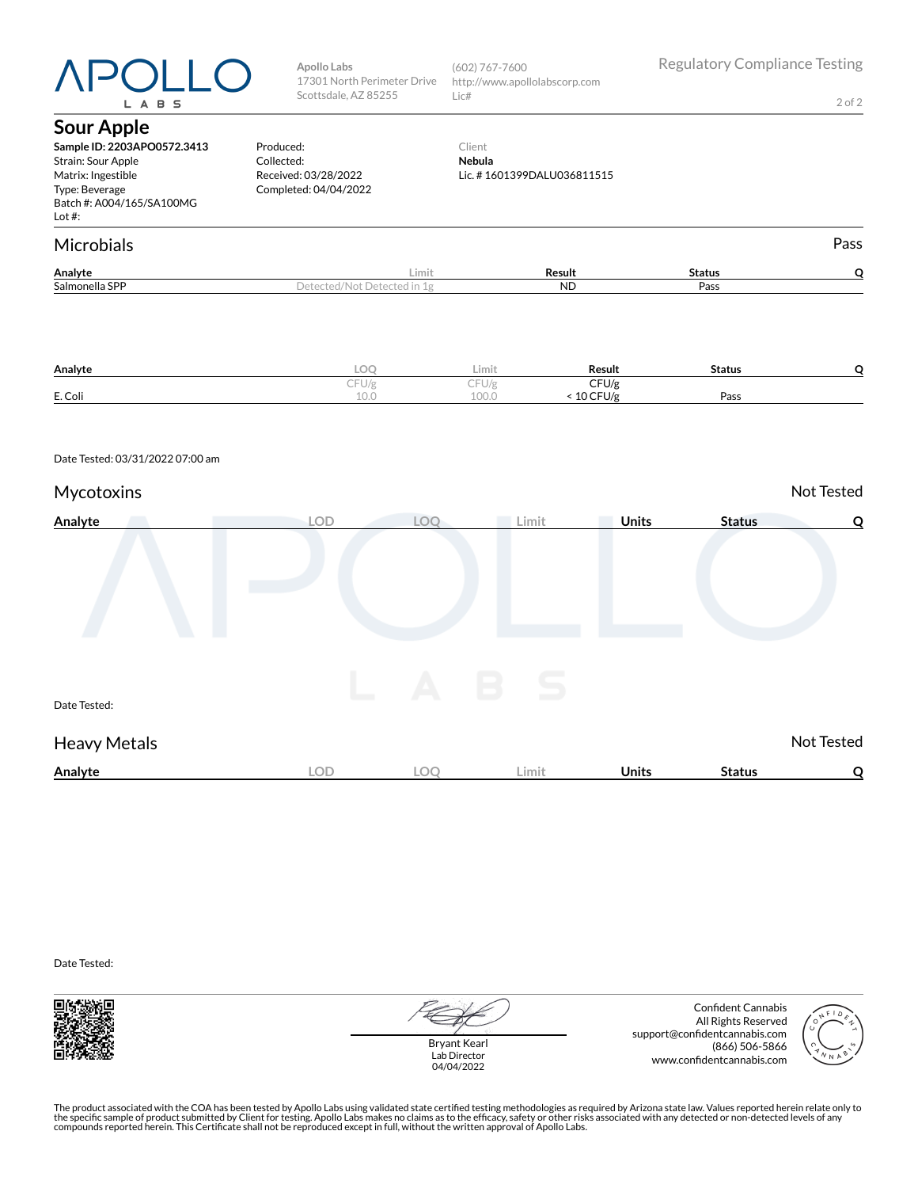# Sour Apple

Apollo Labs
17301 North Perimeter Drive
Scottsdale, AZ 85255

(602) 767-7600
http://www.apollolabscorp.com
Lic#

Regulatory Compliance Testing

**Sample ID: 2203APO0572.3413**
Strain: Sour Apple
Matrix: Ingestible
Type: Beverage
Batch #: A004/165/SA100MG
Lot #:

Produced:
Collected:
Received: 03/28/2022
Completed: 04/04/2022

Client
**Nebula**
Lic. # 1601399DALU036811515

## Microbials

Pass

| Analyte | Limit | Result | Status | Q |
|---|---|---|---|---|
| Salmonella SPP | Detected/Not Detected in 1g | ND | Pass | |

| Analyte | LOQ | Limit | Result | Status | Q |
|---|---|---|---|---|---|
| | CFU/g | CFU/g | CFU/g | | |
| E. Coli | 10.0 | 100.0 | < 10 CFU/g | Pass | |

Date Tested: 03/31/2022 07:00 am

## Mycotoxins

Not Tested

| Analyte | LOD | LOQ | Limit | Units | Status | Q |
|---|---|---|---|---|---|---|

Date Tested:

## Heavy Metals

Not Tested

| Analyte | LOD | LOQ | Limit | Units | Status | Q |
|---|---|---|---|---|---|---|

Date Tested:

Bryant Kearl
Lab Director
04/04/2022

Confident Cannabis
All Rights Reserved
support@confidentcannabis.com
(866) 506-5866
www.confidentcannabis.com

The product associated with the COA has been tested by Apollo Labs using validated state certified testing methodologies as required by Arizona state law. Values reported herein relate only to the specific sample of product submitted by Client for testing. Apollo Labs makes no claims as to the efficacy, safety or other risks associated with any detected or non-detected levels of any compounds reported herein. This Certificate shall not be reproduced except in full, without the written approval of Apollo Labs.